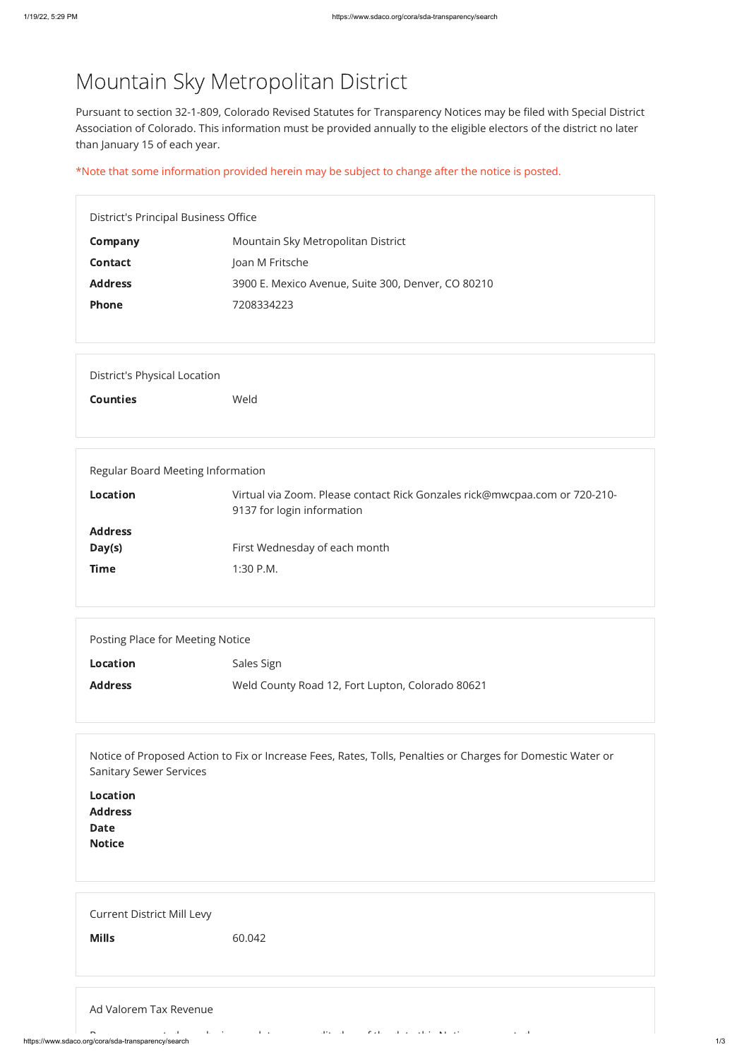# Mountain Sky Metropolitan District

Pursuant to section 32-1-809, Colorado Revised Statutes for Transparency Notices may be filed with Special District Association of Colorado. This information must be provided annually to the eligible electors of the district no later than January 15 of each year.

*Note that some information provided herein may be subject to change after the notice is posted.

District's Principal Business Office

| | |
|---|---|
| **Company** | Mountain Sky Metropolitan District |
| **Contact** | Joan M Fritsche |
| **Address** | 3900 E. Mexico Avenue, Suite 300, Denver, CO 80210 |
| **Phone** | 7208334223 |

District's Physical Location

| | |
|---|---|
| **Counties** | Weld |

Regular Board Meeting Information

| | |
|---|---|
| **Location** | Virtual via Zoom. Please contact Rick Gonzales rick@mwcpaa.com or 720-210-9137 for login information |
| **Address** | |
| **Day(s)** | First Wednesday of each month |
| **Time** | 1:30 P.M. |

Posting Place for Meeting Notice

| | |
|---|---|
| **Location** | Sales Sign |
| **Address** | Weld County Road 12, Fort Lupton, Colorado 80621 |

Notice of Proposed Action to Fix or Increase Fees, Rates, Tolls, Penalties or Charges for Domestic Water or Sanitary Sewer Services

| | |
|---|---|
| **Location** | |
| **Address** | |
| **Date** | |
| **Notice** | |

Current District Mill Levy

| | |
|---|---|
| **Mills** | 60.042 |

Ad Valorem Tax Revenue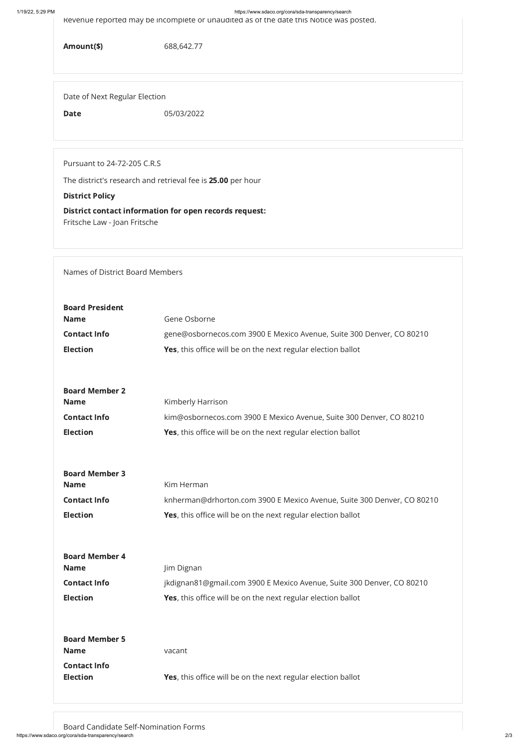Revenue reported may be incomplete or unaudited as of the date this Notice was posted.

**Amount($)** 688,642.77

Date of Next Regular Election

**Date** 05/03/2022

Pursuant to 24-72-205 C.R.S

The district's research and retrieval fee is **25.00** per hour

**District Policy**

**District contact information for open records request:**
Fritsche Law - Joan Fritsche

Names of District Board Members

**Board President**

| | |
|---|---|
| **Name** | Gene Osborne |
| **Contact Info** | gene@osbornecos.com 3900 E Mexico Avenue, Suite 300 Denver, CO 80210 |
| **Election** | **Yes**, this office will be on the next regular election ballot |

**Board Member 2**

| | |
|---|---|
| **Name** | Kimberly Harrison |
| **Contact Info** | kim@osbornecos.com 3900 E Mexico Avenue, Suite 300 Denver, CO 80210 |
| **Election** | **Yes**, this office will be on the next regular election ballot |

**Board Member 3**

| | |
|---|---|
| **Name** | Kim Herman |
| **Contact Info** | knherman@drhorton.com 3900 E Mexico Avenue, Suite 300 Denver, CO 80210 |
| **Election** | **Yes**, this office will be on the next regular election ballot |

**Board Member 4**

| | |
|---|---|
| **Name** | Jim Dignan |
| **Contact Info** | jkdignan81@gmail.com 3900 E Mexico Avenue, Suite 300 Denver, CO 80210 |
| **Election** | **Yes**, this office will be on the next regular election ballot |

**Board Member 5**

| | |
|---|---|
| **Name** | vacant |
| **Contact Info** | |
| **Election** | **Yes**, this office will be on the next regular election ballot |

Board Candidate Self-Nomination Forms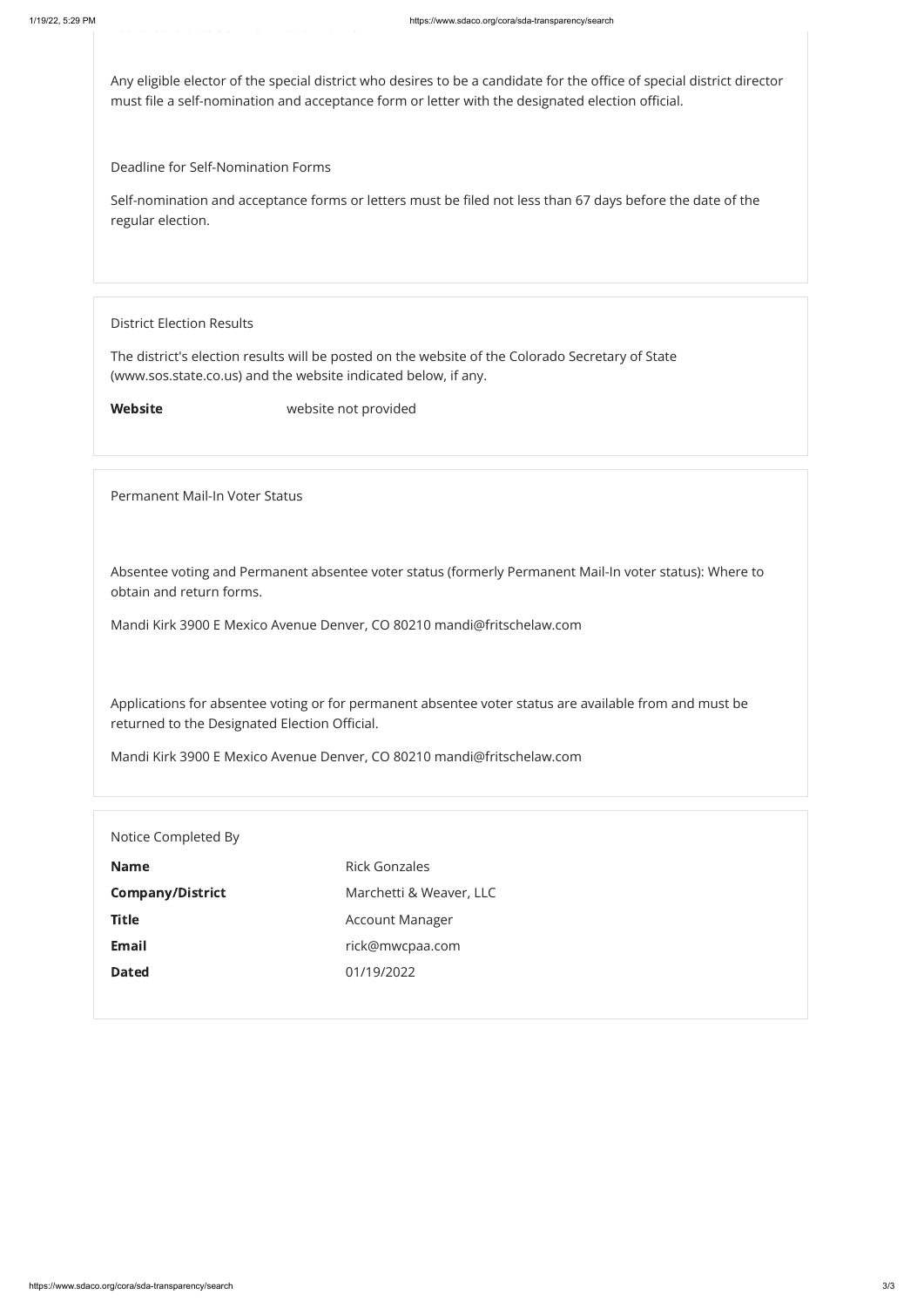Any eligible elector of the special district who desires to be a candidate for the office of special district director must file a self-nomination and acceptance form or letter with the designated election official.

Deadline for Self-Nomination Forms

Self-nomination and acceptance forms or letters must be filed not less than 67 days before the date of the regular election.

District Election Results

The district's election results will be posted on the website of the Colorado Secretary of State (www.sos.state.co.us) and the website indicated below, if any.

| | |
|---|---|
| **Website** | website not provided |

Permanent Mail-In Voter Status

Absentee voting and Permanent absentee voter status (formerly Permanent Mail-In voter status): Where to obtain and return forms.

Mandi Kirk 3900 E Mexico Avenue Denver, CO 80210 mandi@fritschelaw.com

Applications for absentee voting or for permanent absentee voter status are available from and must be returned to the Designated Election Official.

Mandi Kirk 3900 E Mexico Avenue Denver, CO 80210 mandi@fritschelaw.com

Notice Completed By

| | |
|---|---|
| **Name** | Rick Gonzales |
| **Company/District** | Marchetti & Weaver, LLC |
| **Title** | Account Manager |
| **Email** | rick@mwcpaa.com |
| **Dated** | 01/19/2022 |